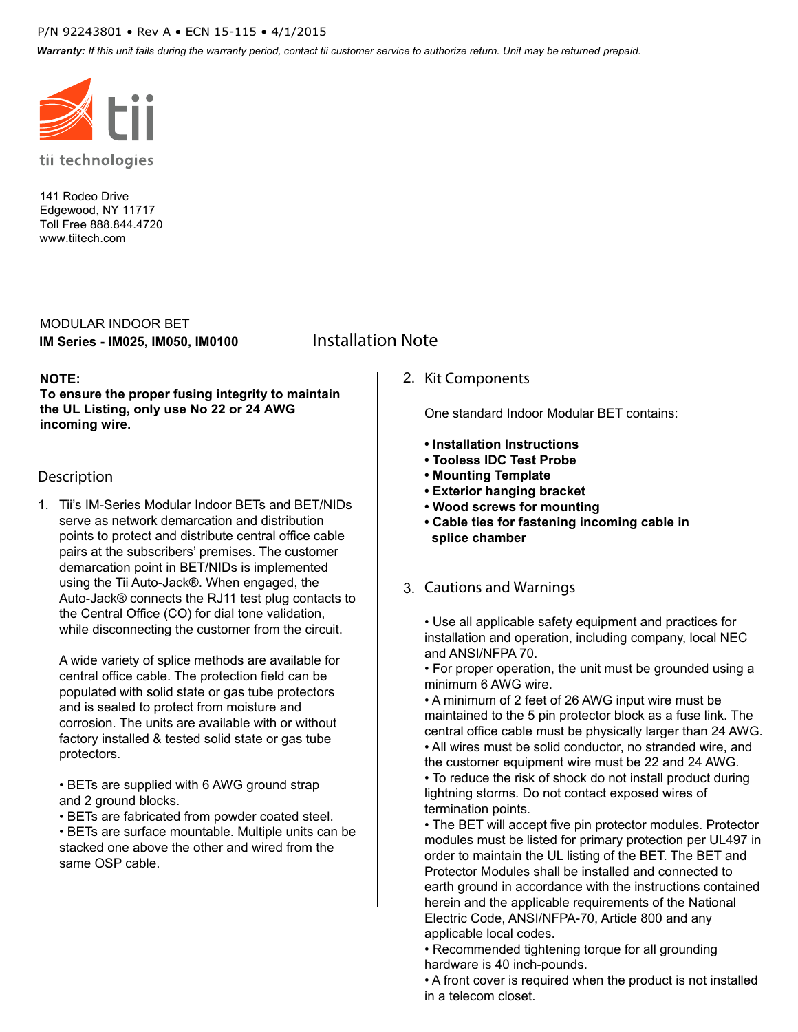P/N 92243801 • Rev A • ECN 15-115 • 4/1/2015

***Warranty:*** *If this unit fails during the warranty period, contact tii customer service to authorize return. Unit may be returned prepaid.*

tii technologies

141 Rodeo Drive
Edgewood, NY 11717
Toll Free 888.844.4720
www.tiitech.com

MODULAR INDOOR BET

**IM Series - IM025, IM050, IM0100**

# Installation Note

**NOTE:**
**To ensure the proper fusing integrity to maintain the UL Listing, only use No 22 or 24 AWG incoming wire.**

## Description

1. Tii's IM-Series Modular Indoor BETs and BET/NIDs serve as network demarcation and distribution points to protect and distribute central office cable pairs at the subscribers' premises. The customer demarcation point in BET/NIDs is implemented using the Tii Auto-Jack®. When engaged, the Auto-Jack® connects the RJ11 test plug contacts to the Central Office (CO) for dial tone validation, while disconnecting the customer from the circuit.

   A wide variety of splice methods are available for central office cable. The protection field can be populated with solid state or gas tube protectors and is sealed to protect from moisture and corrosion. The units are available with or without factory installed & tested solid state or gas tube protectors.

   - BETs are supplied with 6 AWG ground strap and 2 ground blocks.
   - BETs are fabricated from powder coated steel.
   - BETs are surface mountable. Multiple units can be stacked one above the other and wired from the same OSP cable.

## 2. Kit Components

One standard Indoor Modular BET contains:

- **Installation Instructions**
- **Tooless IDC Test Probe**
- **Mounting Template**
- **Exterior hanging bracket**
- **Wood screws for mounting**
- **Cable ties for fastening incoming cable in splice chamber**

## 3. Cautions and Warnings

- Use all applicable safety equipment and practices for installation and operation, including company, local NEC and ANSI/NFPA 70.
- For proper operation, the unit must be grounded using a minimum 6 AWG wire.
- A minimum of 2 feet of 26 AWG input wire must be maintained to the 5 pin protector block as a fuse link. The central office cable must be physically larger than 24 AWG.
- All wires must be solid conductor, no stranded wire, and the customer equipment wire must be 22 and 24 AWG.
- To reduce the risk of shock do not install product during lightning storms. Do not contact exposed wires of termination points.
- The BET will accept five pin protector modules. Protector modules must be listed for primary protection per UL497 in order to maintain the UL listing of the BET. The BET and Protector Modules shall be installed and connected to earth ground in accordance with the instructions contained herein and the applicable requirements of the National Electric Code, ANSI/NFPA-70, Article 800 and any applicable local codes.
- Recommended tightening torque for all grounding hardware is 40 inch-pounds.
- A front cover is required when the product is not installed in a telecom closet.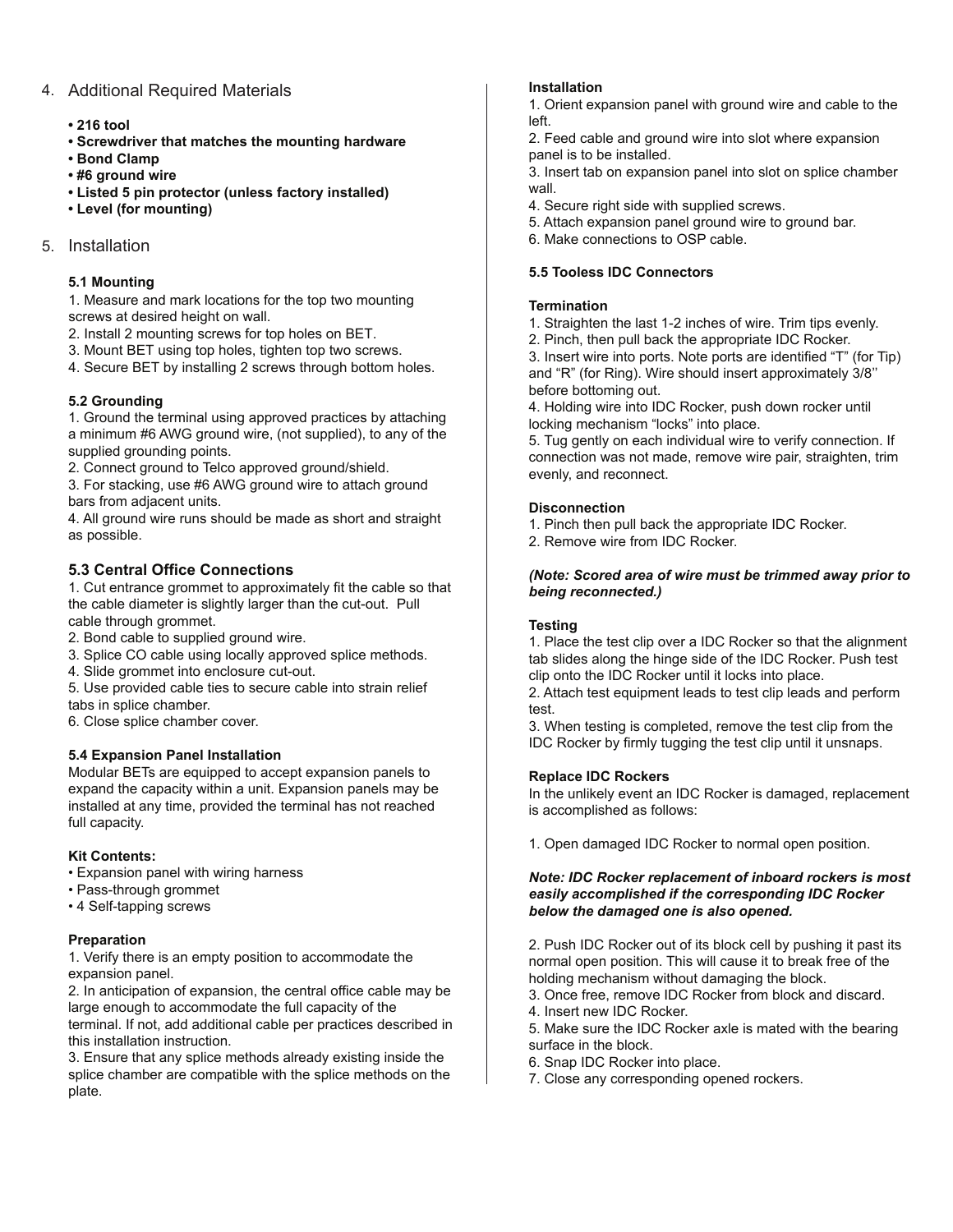## 4. Additional Required Materials

- **216 tool**
- **Screwdriver that matches the mounting hardware**
- **Bond Clamp**
- **#6 ground wire**
- **Listed 5 pin protector (unless factory installed)**
- **Level (for mounting)**

## 5. Installation

### 5.1 Mounting

1. Measure and mark locations for the top two mounting screws at desired height on wall.
2. Install 2 mounting screws for top holes on BET.
3. Mount BET using top holes, tighten top two screws.
4. Secure BET by installing 2 screws through bottom holes.

### 5.2 Grounding

1. Ground the terminal using approved practices by attaching a minimum #6 AWG ground wire, (not supplied), to any of the supplied grounding points.
2. Connect ground to Telco approved ground/shield.
3. For stacking, use #6 AWG ground wire to attach ground bars from adjacent units.
4. All ground wire runs should be made as short and straight as possible.

### 5.3 Central Office Connections

1. Cut entrance grommet to approximately fit the cable so that the cable diameter is slightly larger than the cut-out. Pull cable through grommet.
2. Bond cable to supplied ground wire.
3. Splice CO cable using locally approved splice methods.
4. Slide grommet into enclosure cut-out.
5. Use provided cable ties to secure cable into strain relief tabs in splice chamber.
6. Close splice chamber cover.

### 5.4 Expansion Panel Installation

Modular BETs are equipped to accept expansion panels to expand the capacity within a unit. Expansion panels may be installed at any time, provided the terminal has not reached full capacity.

**Kit Contents:**

- Expansion panel with wiring harness
- Pass-through grommet
- 4 Self-tapping screws

**Preparation**

1. Verify there is an empty position to accommodate the expansion panel.
2. In anticipation of expansion, the central office cable may be large enough to accommodate the full capacity of the terminal. If not, add additional cable per practices described in this installation instruction.
3. Ensure that any splice methods already existing inside the splice chamber are compatible with the splice methods on the plate.

**Installation**

1. Orient expansion panel with ground wire and cable to the left.
2. Feed cable and ground wire into slot where expansion panel is to be installed.
3. Insert tab on expansion panel into slot on splice chamber wall.
4. Secure right side with supplied screws.
5. Attach expansion panel ground wire to ground bar.
6. Make connections to OSP cable.

### 5.5 Tooless IDC Connectors

**Termination**

1. Straighten the last 1-2 inches of wire. Trim tips evenly.
2. Pinch, then pull back the appropriate IDC Rocker.
3. Insert wire into ports. Note ports are identified “T” (for Tip) and “R” (for Ring). Wire should insert approximately 3/8’’ before bottoming out.
4. Holding wire into IDC Rocker, push down rocker until locking mechanism “locks” into place.
5. Tug gently on each individual wire to verify connection. If connection was not made, remove wire pair, straighten, trim evenly, and reconnect.

**Disconnection**

1. Pinch then pull back the appropriate IDC Rocker.
2. Remove wire from IDC Rocker.

***(Note: Scored area of wire must be trimmed away prior to being reconnected.)***

**Testing**

1. Place the test clip over a IDC Rocker so that the alignment tab slides along the hinge side of the IDC Rocker. Push test clip onto the IDC Rocker until it locks into place.
2. Attach test equipment leads to test clip leads and perform test.
3. When testing is completed, remove the test clip from the IDC Rocker by firmly tugging the test clip until it unsnaps.

**Replace IDC Rockers**

In the unlikely event an IDC Rocker is damaged, replacement is accomplished as follows:

1. Open damaged IDC Rocker to normal open position.

***Note: IDC Rocker replacement of inboard rockers is most easily accomplished if the corresponding IDC Rocker below the damaged one is also opened.***

2. Push IDC Rocker out of its block cell by pushing it past its normal open position. This will cause it to break free of the holding mechanism without damaging the block.
3. Once free, remove IDC Rocker from block and discard.
4. Insert new IDC Rocker.
5. Make sure the IDC Rocker axle is mated with the bearing surface in the block.
6. Snap IDC Rocker into place.
7. Close any corresponding opened rockers.